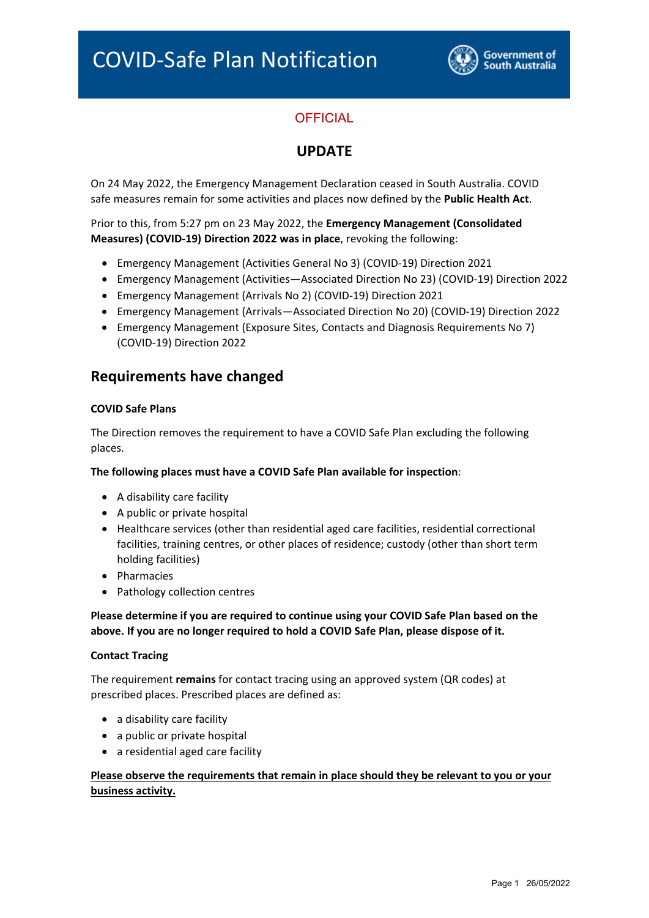# COVID-Safe Plan Notification

Government of South Australia

OFFICIAL

## UPDATE

On 24 May 2022, the Emergency Management Declaration ceased in South Australia. COVID safe measures remain for some activities and places now defined by the **Public Health Act**.

Prior to this, from 5:27 pm on 23 May 2022, the **Emergency Management (Consolidated Measures) (COVID-19) Direction 2022 was in place**, revoking the following:

- Emergency Management (Activities General No 3) (COVID-19) Direction 2021
- Emergency Management (Activities—Associated Direction No 23) (COVID-19) Direction 2022
- Emergency Management (Arrivals No 2) (COVID-19) Direction 2021
- Emergency Management (Arrivals—Associated Direction No 20) (COVID-19) Direction 2022
- Emergency Management (Exposure Sites, Contacts and Diagnosis Requirements No 7) (COVID-19) Direction 2022

## Requirements have changed

**COVID Safe Plans**

The Direction removes the requirement to have a COVID Safe Plan excluding the following places.

**The following places must have a COVID Safe Plan available for inspection**:

- A disability care facility
- A public or private hospital
- Healthcare services (other than residential aged care facilities, residential correctional facilities, training centres, or other places of residence; custody (other than short term holding facilities)
- Pharmacies
- Pathology collection centres

**Please determine if you are required to continue using your COVID Safe Plan based on the above. If you are no longer required to hold a COVID Safe Plan, please dispose of it.**

**Contact Tracing**

The requirement **remains** for contact tracing using an approved system (QR codes) at prescribed places. Prescribed places are defined as:

- a disability care facility
- a public or private hospital
- a residential aged care facility

**<u>Please observe the requirements that remain in place should they be relevant to you or your business activity.</u>**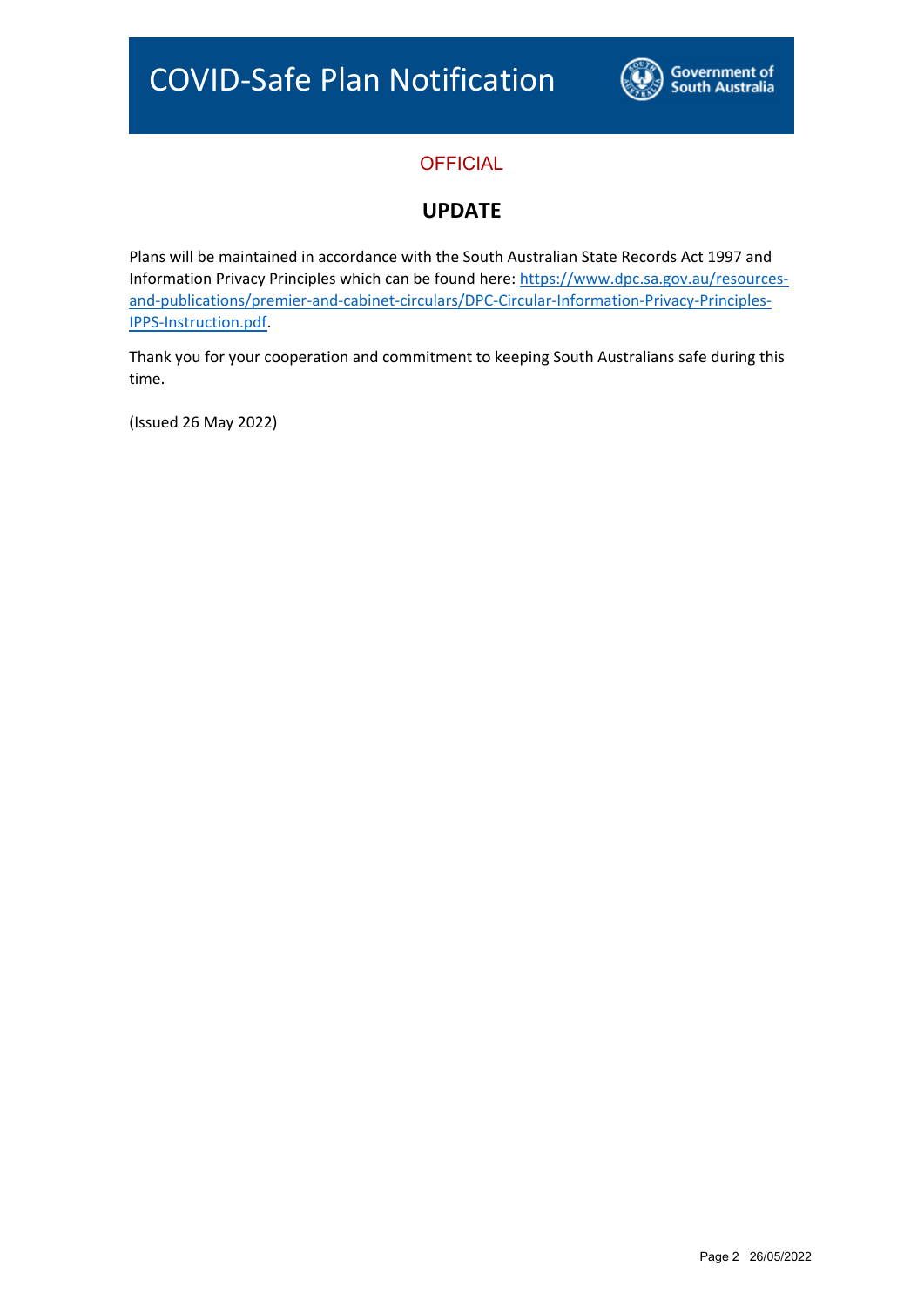# COVID-Safe Plan Notification

OFFICIAL

## UPDATE

Plans will be maintained in accordance with the South Australian State Records Act 1997 and Information Privacy Principles which can be found here: [https://www.dpc.sa.gov.au/resources-and-publications/premier-and-cabinet-circulars/DPC-Circular-Information-Privacy-Principles-IPPS-Instruction.pdf](https://www.dpc.sa.gov.au/resources-and-publications/premier-and-cabinet-circulars/DPC-Circular-Information-Privacy-Principles-IPPS-Instruction.pdf).

Thank you for your cooperation and commitment to keeping South Australians safe during this time.

(Issued 26 May 2022)